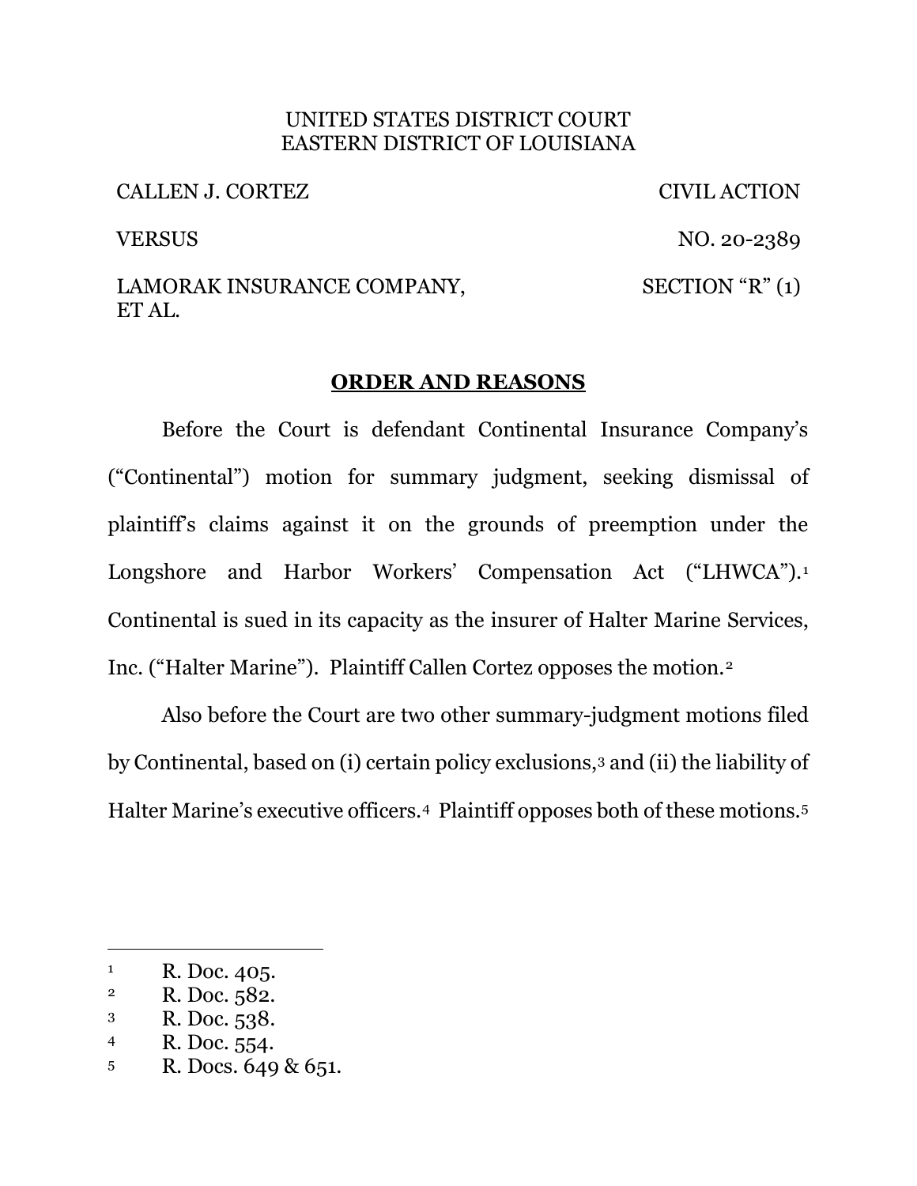UNITED STATES DISTRICT COURT
EASTERN DISTRICT OF LOUISIANA

| | |
|---|---|
| CALLEN J. CORTEZ | CIVIL ACTION |
| VERSUS | NO. 20-2389 |
| LAMORAK INSURANCE COMPANY, ET AL. | SECTION "R" (1) |

## ORDER AND REASONS

Before the Court is defendant Continental Insurance Company's ("Continental") motion for summary judgment, seeking dismissal of plaintiff's claims against it on the grounds of preemption under the Longshore and Harbor Workers' Compensation Act ("LHWCA").[1] Continental is sued in its capacity as the insurer of Halter Marine Services, Inc. ("Halter Marine"). Plaintiff Callen Cortez opposes the motion.[2]

Also before the Court are two other summary-judgment motions filed by Continental, based on (i) certain policy exclusions,[3] and (ii) the liability of Halter Marine's executive officers.[4] Plaintiff opposes both of these motions.[5]

---

[1] R. Doc. 405.
[2] R. Doc. 582.
[3] R. Doc. 538.
[4] R. Doc. 554.
[5] R. Docs. 649 & 651.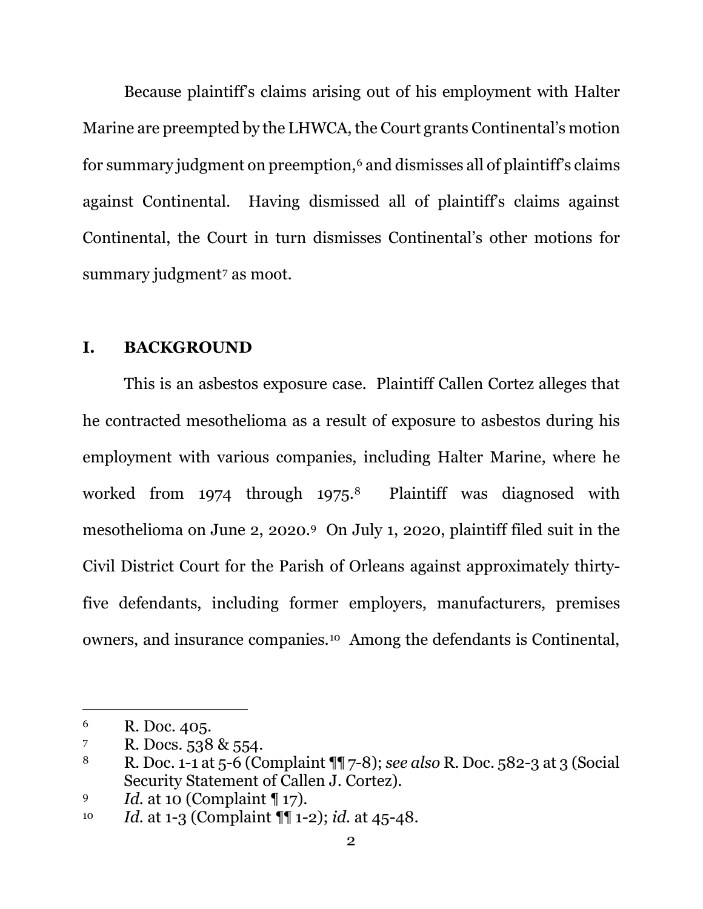Because plaintiff's claims arising out of his employment with Halter Marine are preempted by the LHWCA, the Court grants Continental's motion for summary judgment on preemption,[6] and dismisses all of plaintiff's claims against Continental. Having dismissed all of plaintiff's claims against Continental, the Court in turn dismisses Continental's other motions for summary judgment[7] as moot.

## I. BACKGROUND

This is an asbestos exposure case. Plaintiff Callen Cortez alleges that he contracted mesothelioma as a result of exposure to asbestos during his employment with various companies, including Halter Marine, where he worked from 1974 through 1975.[8] Plaintiff was diagnosed with mesothelioma on June 2, 2020.[9] On July 1, 2020, plaintiff filed suit in the Civil District Court for the Parish of Orleans against approximately thirty-five defendants, including former employers, manufacturers, premises owners, and insurance companies.[10] Among the defendants is Continental,

---

[6] R. Doc. 405.

[7] R. Docs. 538 & 554.

[8] R. Doc. 1-1 at 5-6 (Complaint ¶¶ 7-8); *see also* R. Doc. 582-3 at 3 (Social Security Statement of Callen J. Cortez).

[9] *Id.* at 10 (Complaint ¶ 17).

[10] *Id.* at 1-3 (Complaint ¶¶ 1-2); *id.* at 45-48.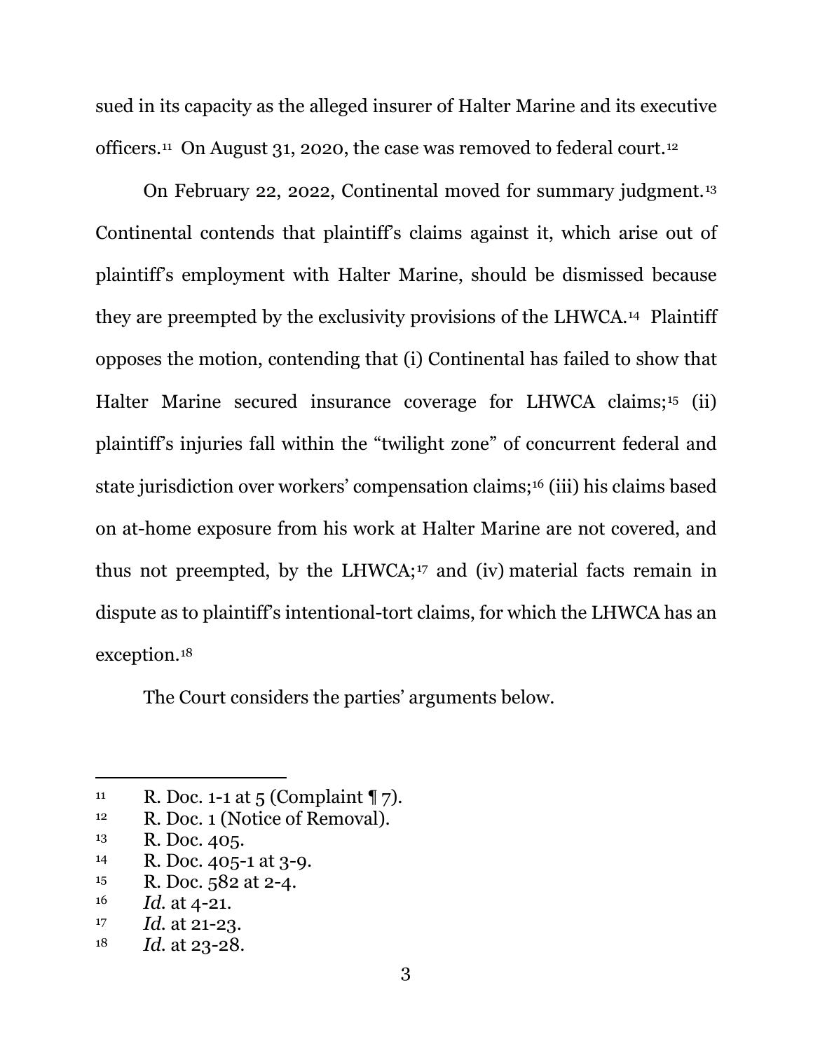sued in its capacity as the alleged insurer of Halter Marine and its executive officers.[11] On August 31, 2020, the case was removed to federal court.[12]

On February 22, 2022, Continental moved for summary judgment.[13] Continental contends that plaintiff's claims against it, which arise out of plaintiff's employment with Halter Marine, should be dismissed because they are preempted by the exclusivity provisions of the LHWCA.[14] Plaintiff opposes the motion, contending that (i) Continental has failed to show that Halter Marine secured insurance coverage for LHWCA claims;[15] (ii) plaintiff's injuries fall within the "twilight zone" of concurrent federal and state jurisdiction over workers' compensation claims;[16] (iii) his claims based on at-home exposure from his work at Halter Marine are not covered, and thus not preempted, by the LHWCA;[17] and (iv) material facts remain in dispute as to plaintiff's intentional-tort claims, for which the LHWCA has an exception.[18]

The Court considers the parties' arguments below.

---

[11] R. Doc. 1-1 at 5 (Complaint ¶ 7).

[12] R. Doc. 1 (Notice of Removal).

[13] R. Doc. 405.

[14] R. Doc. 405-1 at 3-9.

[15] R. Doc. 582 at 2-4.

[16] *Id.* at 4-21.

[17] *Id.* at 21-23.

[18] *Id.* at 23-28.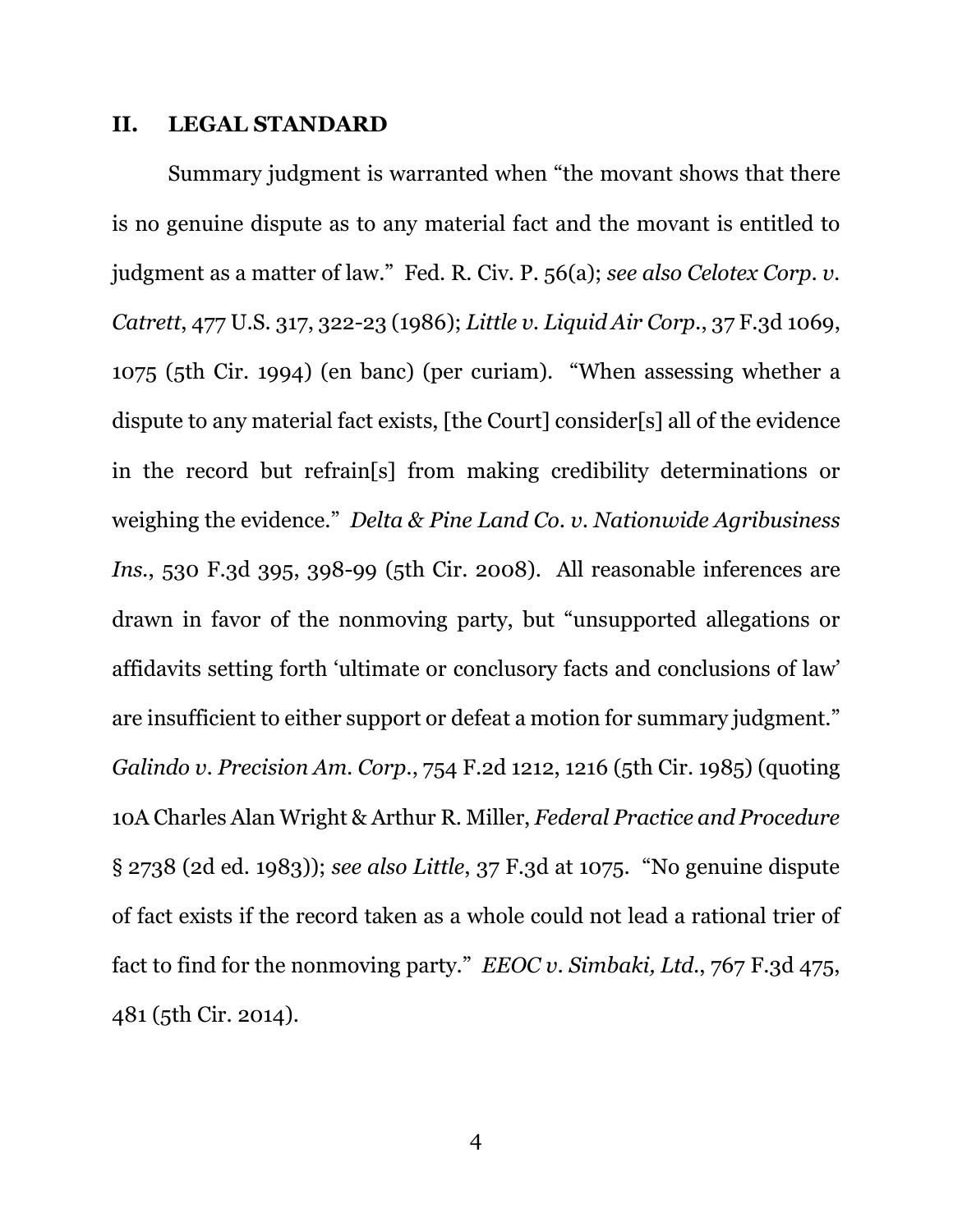## II. LEGAL STANDARD

Summary judgment is warranted when "the movant shows that there is no genuine dispute as to any material fact and the movant is entitled to judgment as a matter of law." Fed. R. Civ. P. 56(a); *see also Celotex Corp. v. Catrett*, 477 U.S. 317, 322-23 (1986); *Little v. Liquid Air Corp.*, 37 F.3d 1069, 1075 (5th Cir. 1994) (en banc) (per curiam). "When assessing whether a dispute to any material fact exists, [the Court] consider[s] all of the evidence in the record but refrain[s] from making credibility determinations or weighing the evidence." *Delta & Pine Land Co. v. Nationwide Agribusiness Ins.*, 530 F.3d 395, 398-99 (5th Cir. 2008). All reasonable inferences are drawn in favor of the nonmoving party, but "unsupported allegations or affidavits setting forth 'ultimate or conclusory facts and conclusions of law' are insufficient to either support or defeat a motion for summary judgment." *Galindo v. Precision Am. Corp.*, 754 F.2d 1212, 1216 (5th Cir. 1985) (quoting 10A Charles Alan Wright & Arthur R. Miller, *Federal Practice and Procedure* § 2738 (2d ed. 1983)); *see also Little*, 37 F.3d at 1075. "No genuine dispute of fact exists if the record taken as a whole could not lead a rational trier of fact to find for the nonmoving party." *EEOC v. Simbaki, Ltd.*, 767 F.3d 475, 481 (5th Cir. 2014).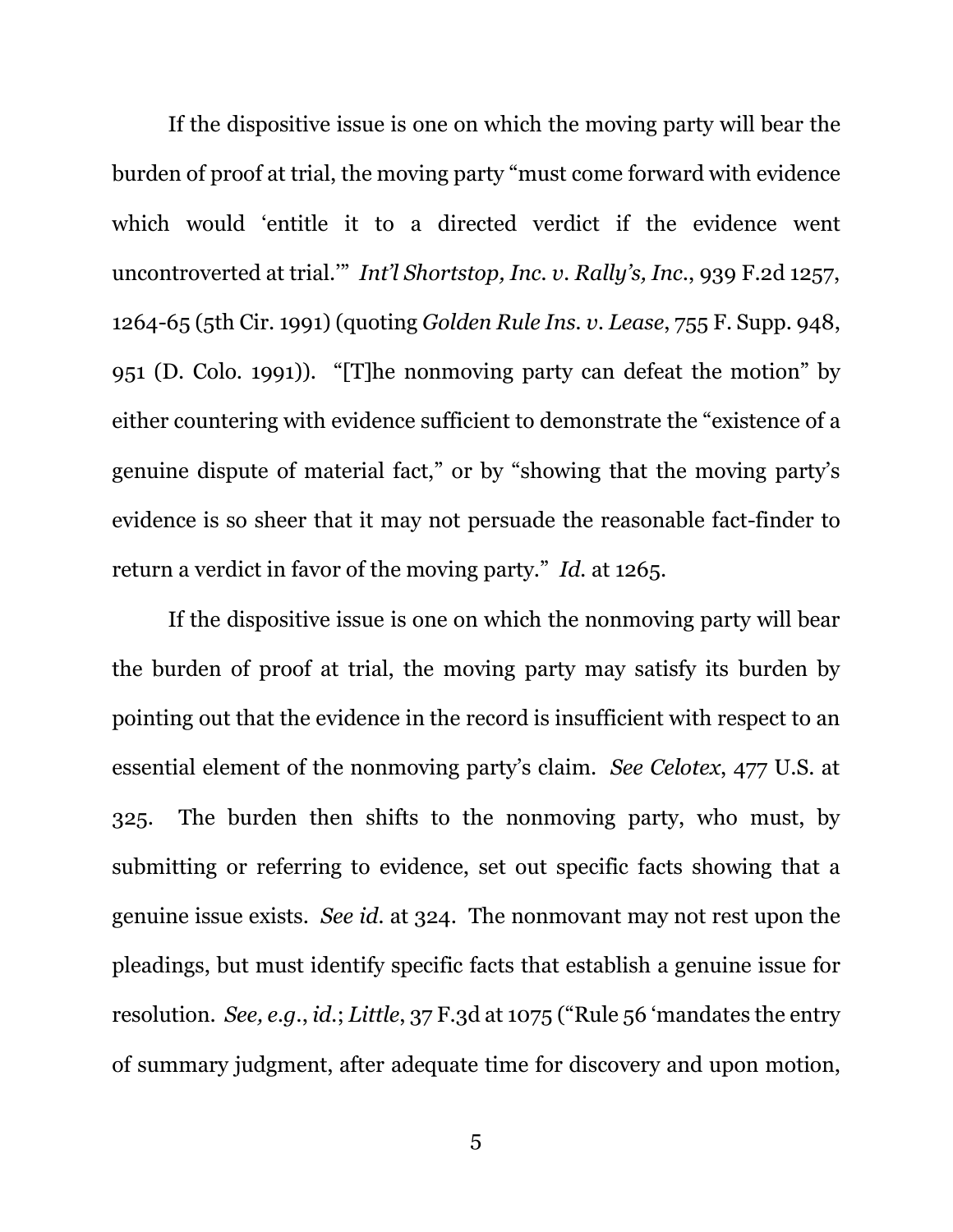If the dispositive issue is one on which the moving party will bear the burden of proof at trial, the moving party "must come forward with evidence which would 'entitle it to a directed verdict if the evidence went uncontroverted at trial.'" *Int'l Shortstop, Inc. v. Rally's, Inc.*, 939 F.2d 1257, 1264-65 (5th Cir. 1991) (quoting *Golden Rule Ins. v. Lease*, 755 F. Supp. 948, 951 (D. Colo. 1991)). "[T]he nonmoving party can defeat the motion" by either countering with evidence sufficient to demonstrate the "existence of a genuine dispute of material fact," or by "showing that the moving party's evidence is so sheer that it may not persuade the reasonable fact-finder to return a verdict in favor of the moving party." *Id.* at 1265.

If the dispositive issue is one on which the nonmoving party will bear the burden of proof at trial, the moving party may satisfy its burden by pointing out that the evidence in the record is insufficient with respect to an essential element of the nonmoving party's claim. *See Celotex*, 477 U.S. at 325. The burden then shifts to the nonmoving party, who must, by submitting or referring to evidence, set out specific facts showing that a genuine issue exists. *See id.* at 324. The nonmovant may not rest upon the pleadings, but must identify specific facts that establish a genuine issue for resolution. *See, e.g.*, *id.*; *Little*, 37 F.3d at 1075 ("Rule 56 'mandates the entry of summary judgment, after adequate time for discovery and upon motion,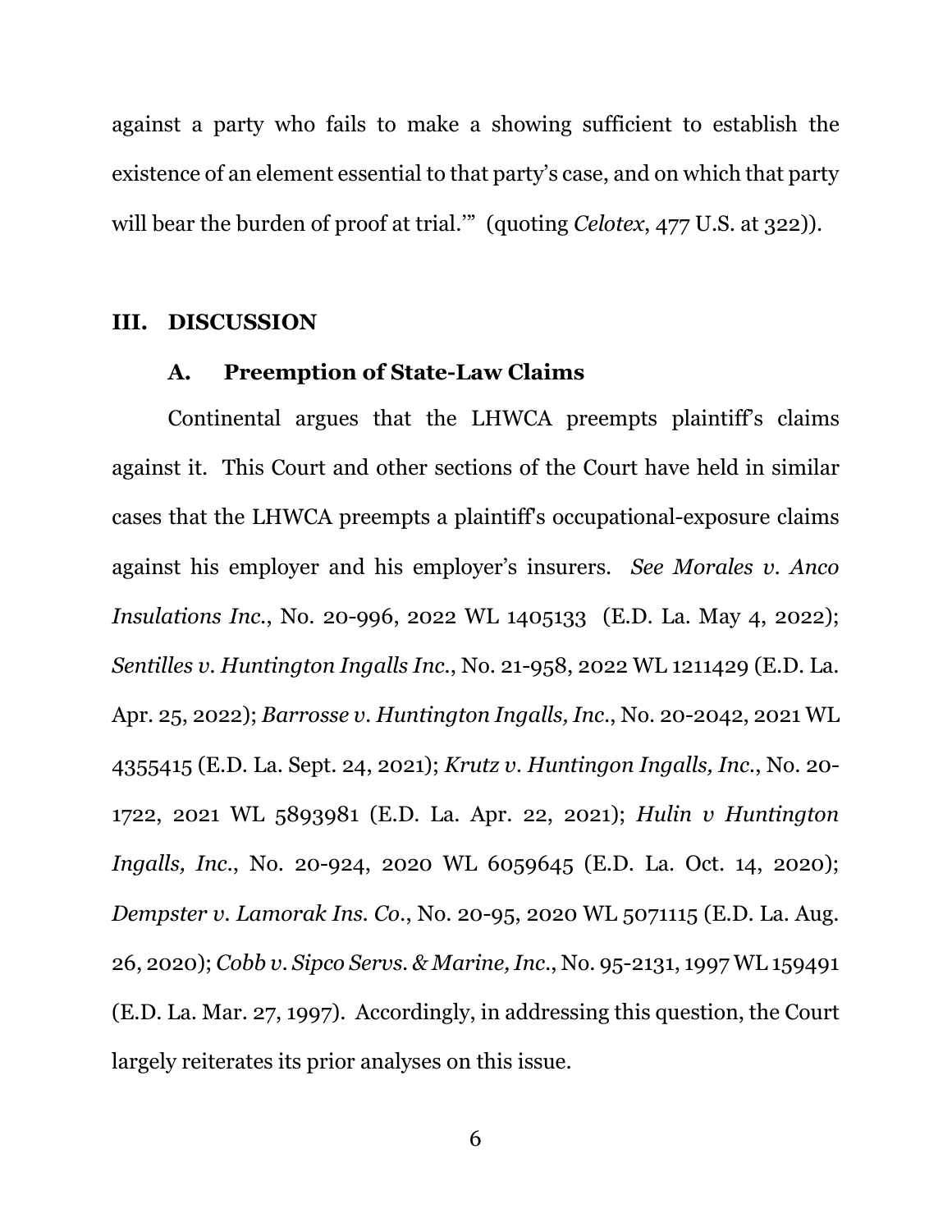against a party who fails to make a showing sufficient to establish the existence of an element essential to that party's case, and on which that party will bear the burden of proof at trial.'" (quoting *Celotex*, 477 U.S. at 322)).

## III. DISCUSSION

### A. Preemption of State-Law Claims

Continental argues that the LHWCA preempts plaintiff's claims against it. This Court and other sections of the Court have held in similar cases that the LHWCA preempts a plaintiff's occupational-exposure claims against his employer and his employer's insurers. *See Morales v. Anco Insulations Inc.*, No. 20-996, 2022 WL 1405133 (E.D. La. May 4, 2022); *Sentilles v. Huntington Ingalls Inc.*, No. 21-958, 2022 WL 1211429 (E.D. La. Apr. 25, 2022); *Barrosse v. Huntington Ingalls, Inc.*, No. 20-2042, 2021 WL 4355415 (E.D. La. Sept. 24, 2021); *Krutz v. Huntingon Ingalls, Inc.*, No. 20-1722, 2021 WL 5893981 (E.D. La. Apr. 22, 2021); *Hulin v Huntington Ingalls, Inc.*, No. 20-924, 2020 WL 6059645 (E.D. La. Oct. 14, 2020); *Dempster v. Lamorak Ins. Co.*, No. 20-95, 2020 WL 5071115 (E.D. La. Aug. 26, 2020); *Cobb v. Sipco Servs. & Marine, Inc.*, No. 95-2131, 1997 WL 159491 (E.D. La. Mar. 27, 1997). Accordingly, in addressing this question, the Court largely reiterates its prior analyses on this issue.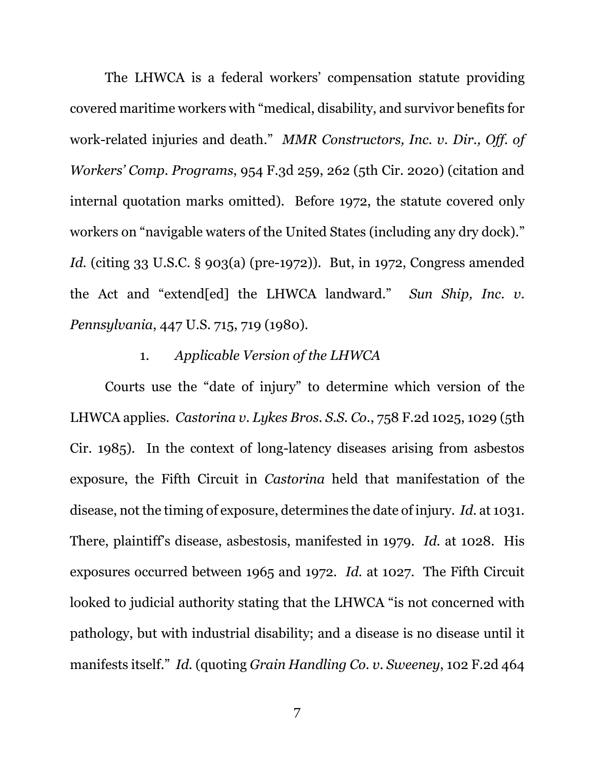The LHWCA is a federal workers' compensation statute providing covered maritime workers with "medical, disability, and survivor benefits for work-related injuries and death." *MMR Constructors, Inc. v. Dir., Off. of Workers' Comp. Programs*, 954 F.3d 259, 262 (5th Cir. 2020) (citation and internal quotation marks omitted). Before 1972, the statute covered only workers on "navigable waters of the United States (including any dry dock)." *Id.* (citing 33 U.S.C. § 903(a) (pre-1972)). But, in 1972, Congress amended the Act and "extend[ed] the LHWCA landward." *Sun Ship, Inc. v. Pennsylvania*, 447 U.S. 715, 719 (1980).

### 1. *Applicable Version of the LHWCA*

Courts use the "date of injury" to determine which version of the LHWCA applies. *Castorina v. Lykes Bros. S.S. Co.*, 758 F.2d 1025, 1029 (5th Cir. 1985). In the context of long-latency diseases arising from asbestos exposure, the Fifth Circuit in *Castorina* held that manifestation of the disease, not the timing of exposure, determines the date of injury. *Id.* at 1031. There, plaintiff's disease, asbestosis, manifested in 1979. *Id.* at 1028. His exposures occurred between 1965 and 1972. *Id.* at 1027. The Fifth Circuit looked to judicial authority stating that the LHWCA "is not concerned with pathology, but with industrial disability; and a disease is no disease until it manifests itself." *Id.* (quoting *Grain Handling Co. v. Sweeney*, 102 F.2d 464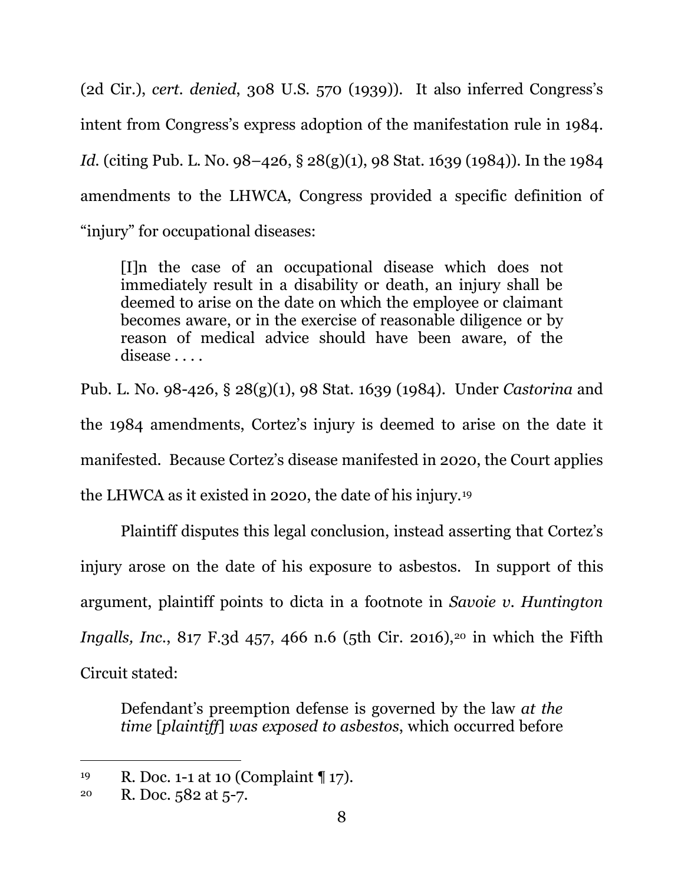(2d Cir.), *cert. denied*, 308 U.S. 570 (1939)). It also inferred Congress's intent from Congress's express adoption of the manifestation rule in 1984. *Id.* (citing Pub. L. No. 98–426, § 28(g)(1), 98 Stat. 1639 (1984)). In the 1984 amendments to the LHWCA, Congress provided a specific definition of "injury" for occupational diseases:

> [I]n the case of an occupational disease which does not immediately result in a disability or death, an injury shall be deemed to arise on the date on which the employee or claimant becomes aware, or in the exercise of reasonable diligence or by reason of medical advice should have been aware, of the disease . . . .

Pub. L. No. 98-426, § 28(g)(1), 98 Stat. 1639 (1984). Under *Castorina* and the 1984 amendments, Cortez's injury is deemed to arise on the date it manifested. Because Cortez's disease manifested in 2020, the Court applies the LHWCA as it existed in 2020, the date of his injury.[19]

Plaintiff disputes this legal conclusion, instead asserting that Cortez's injury arose on the date of his exposure to asbestos. In support of this argument, plaintiff points to dicta in a footnote in *Savoie v. Huntington Ingalls, Inc.*, 817 F.3d 457, 466 n.6 (5th Cir. 2016),[20] in which the Fifth Circuit stated:

> Defendant's preemption defense is governed by the law *at the time* [*plaintiff*] *was exposed to asbestos*, which occurred before

---

[19] R. Doc. 1-1 at 10 (Complaint ¶ 17).

[20] R. Doc. 582 at 5-7.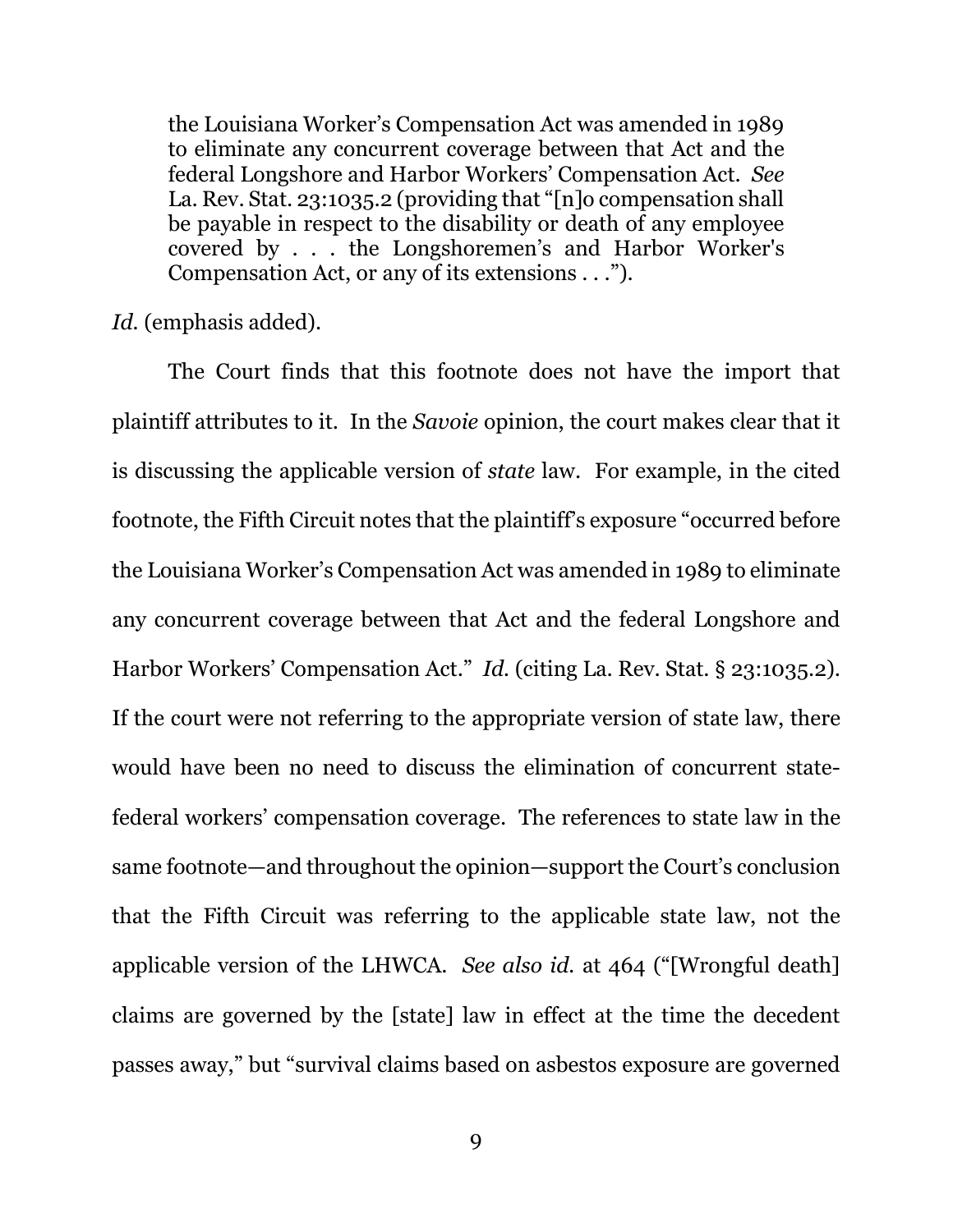> the Louisiana Worker's Compensation Act was amended in 1989 to eliminate any concurrent coverage between that Act and the federal Longshore and Harbor Workers' Compensation Act. *See* La. Rev. Stat. 23:1035.2 (providing that "[n]o compensation shall be payable in respect to the disability or death of any employee covered by . . . the Longshoremen's and Harbor Worker's Compensation Act, or any of its extensions . . .").

*Id.* (emphasis added).

The Court finds that this footnote does not have the import that plaintiff attributes to it. In the *Savoie* opinion, the court makes clear that it is discussing the applicable version of *state* law. For example, in the cited footnote, the Fifth Circuit notes that the plaintiff's exposure "occurred before the Louisiana Worker's Compensation Act was amended in 1989 to eliminate any concurrent coverage between that Act and the federal Longshore and Harbor Workers' Compensation Act." *Id.* (citing La. Rev. Stat. § 23:1035.2). If the court were not referring to the appropriate version of state law, there would have been no need to discuss the elimination of concurrent state-federal workers' compensation coverage. The references to state law in the same footnote—and throughout the opinion—support the Court's conclusion that the Fifth Circuit was referring to the applicable state law, not the applicable version of the LHWCA. *See also id.* at 464 ("[Wrongful death] claims are governed by the [state] law in effect at the time the decedent passes away," but "survival claims based on asbestos exposure are governed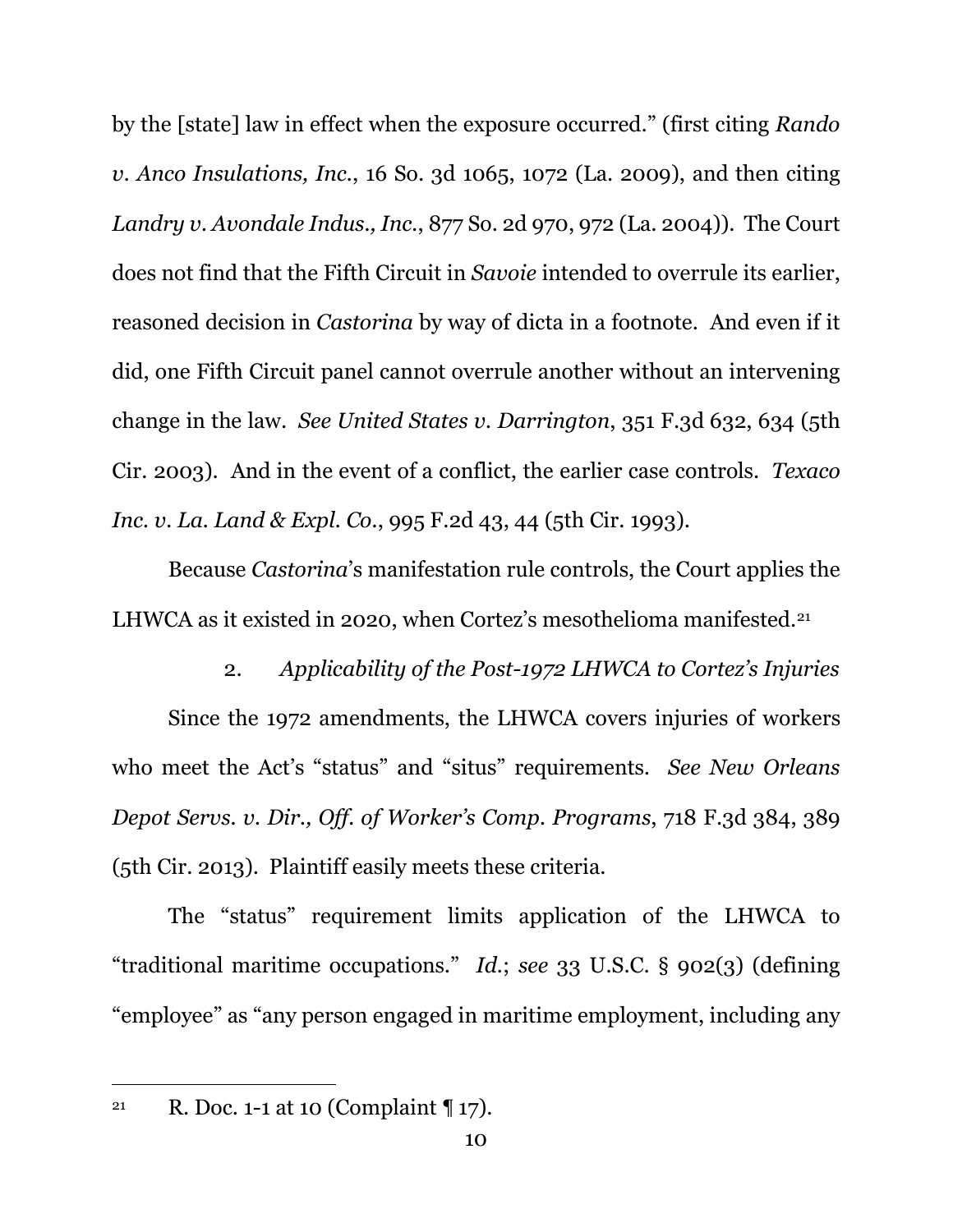by the [state] law in effect when the exposure occurred." (first citing *Rando v. Anco Insulations, Inc.*, 16 So. 3d 1065, 1072 (La. 2009), and then citing *Landry v. Avondale Indus., Inc.*, 877 So. 2d 970, 972 (La. 2004)). The Court does not find that the Fifth Circuit in *Savoie* intended to overrule its earlier, reasoned decision in *Castorina* by way of dicta in a footnote. And even if it did, one Fifth Circuit panel cannot overrule another without an intervening change in the law. *See United States v. Darrington*, 351 F.3d 632, 634 (5th Cir. 2003). And in the event of a conflict, the earlier case controls. *Texaco Inc. v. La. Land & Expl. Co.*, 995 F.2d 43, 44 (5th Cir. 1993).

Because *Castorina*'s manifestation rule controls, the Court applies the LHWCA as it existed in 2020, when Cortez's mesothelioma manifested.[21]

### 2. *Applicability of the Post-1972 LHWCA to Cortez's Injuries*

Since the 1972 amendments, the LHWCA covers injuries of workers who meet the Act's "status" and "situs" requirements. *See New Orleans Depot Servs. v. Dir., Off. of Worker's Comp. Programs*, 718 F.3d 384, 389 (5th Cir. 2013). Plaintiff easily meets these criteria.

The "status" requirement limits application of the LHWCA to "traditional maritime occupations." *Id.*; *see* 33 U.S.C. § 902(3) (defining "employee" as "any person engaged in maritime employment, including any

---

[21] R. Doc. 1-1 at 10 (Complaint ¶ 17).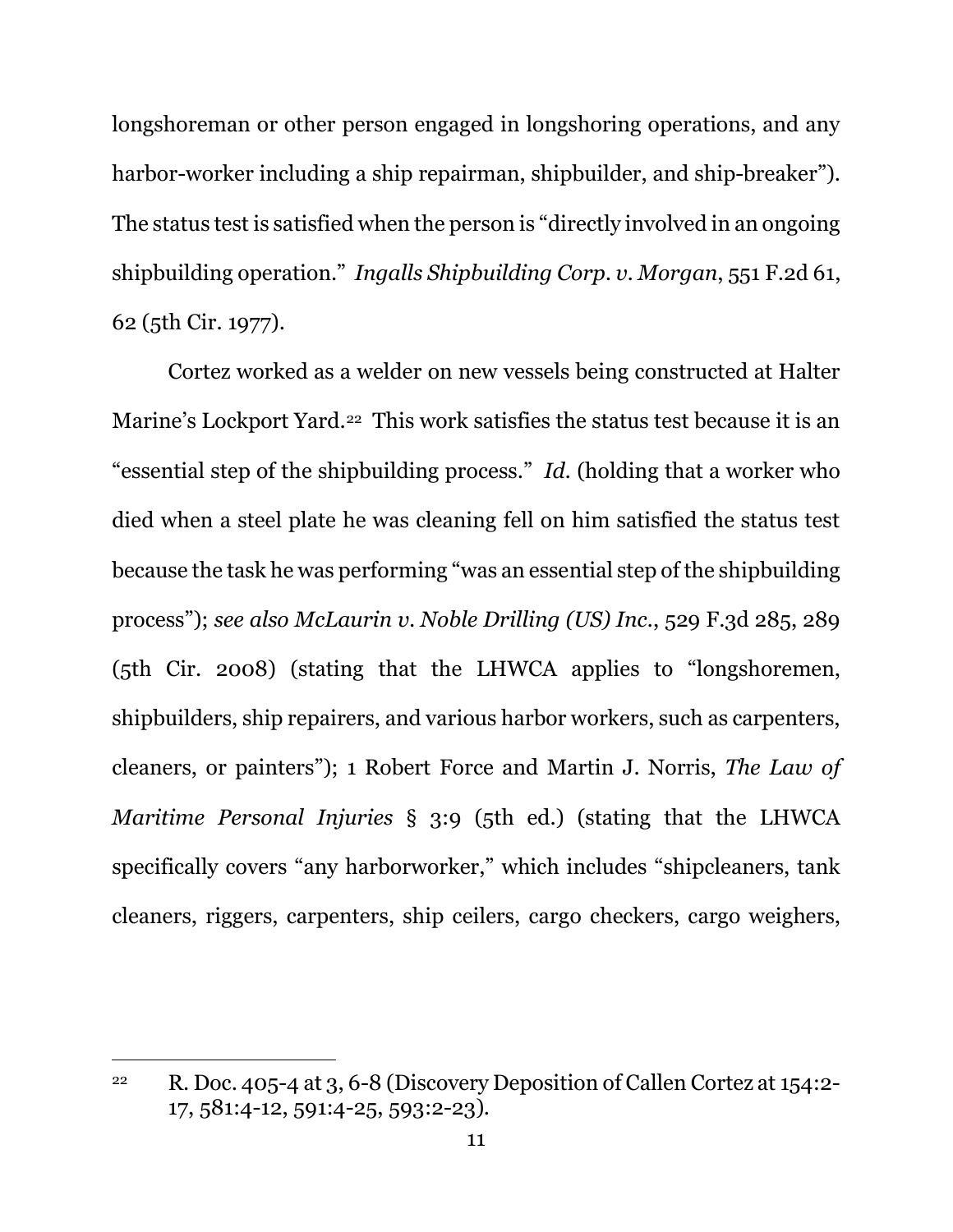longshoreman or other person engaged in longshoring operations, and any harbor-worker including a ship repairman, shipbuilder, and ship-breaker"). The status test is satisfied when the person is "directly involved in an ongoing shipbuilding operation." *Ingalls Shipbuilding Corp. v. Morgan*, 551 F.2d 61, 62 (5th Cir. 1977).

Cortez worked as a welder on new vessels being constructed at Halter Marine's Lockport Yard.[22] This work satisfies the status test because it is an "essential step of the shipbuilding process." *Id.* (holding that a worker who died when a steel plate he was cleaning fell on him satisfied the status test because the task he was performing "was an essential step of the shipbuilding process"); *see also McLaurin v. Noble Drilling (US) Inc.*, 529 F.3d 285, 289 (5th Cir. 2008) (stating that the LHWCA applies to "longshoremen, shipbuilders, ship repairers, and various harbor workers, such as carpenters, cleaners, or painters"); 1 Robert Force and Martin J. Norris, *The Law of Maritime Personal Injuries* § 3:9 (5th ed.) (stating that the LHWCA specifically covers "any harborworker," which includes "shipcleaners, tank cleaners, riggers, carpenters, ship ceilers, cargo checkers, cargo weighers,

---

[22] R. Doc. 405-4 at 3, 6-8 (Discovery Deposition of Callen Cortez at 154:2-17, 581:4-12, 591:4-25, 593:2-23).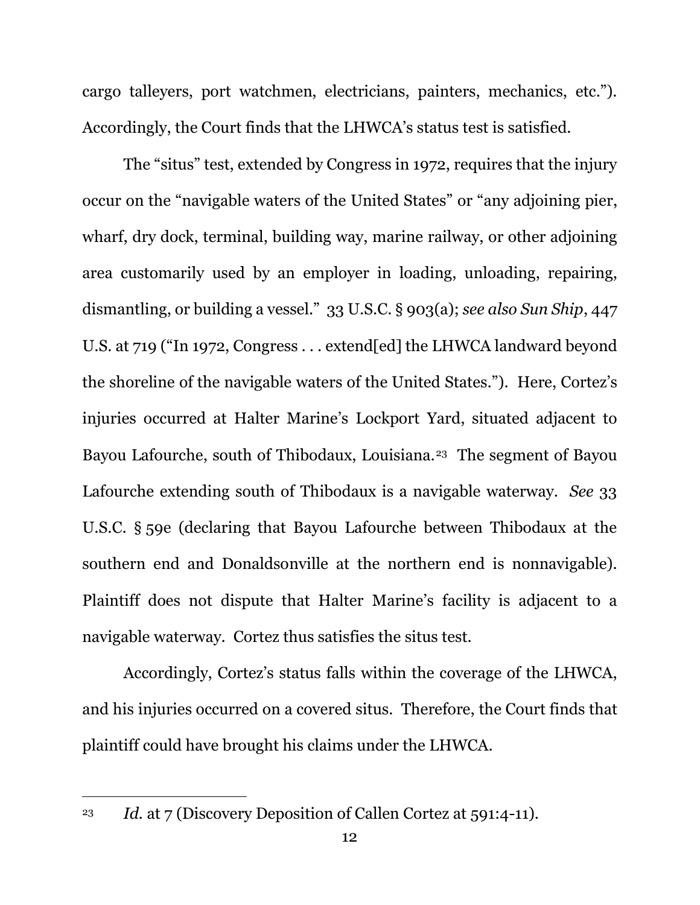cargo talleyers, port watchmen, electricians, painters, mechanics, etc."). Accordingly, the Court finds that the LHWCA's status test is satisfied.

The "situs" test, extended by Congress in 1972, requires that the injury occur on the "navigable waters of the United States" or "any adjoining pier, wharf, dry dock, terminal, building way, marine railway, or other adjoining area customarily used by an employer in loading, unloading, repairing, dismantling, or building a vessel." 33 U.S.C. § 903(a); *see also Sun Ship*, 447 U.S. at 719 ("In 1972, Congress . . . extend[ed] the LHWCA landward beyond the shoreline of the navigable waters of the United States."). Here, Cortez's injuries occurred at Halter Marine's Lockport Yard, situated adjacent to Bayou Lafourche, south of Thibodaux, Louisiana.[23] The segment of Bayou Lafourche extending south of Thibodaux is a navigable waterway. *See* 33 U.S.C. § 59e (declaring that Bayou Lafourche between Thibodaux at the southern end and Donaldsonville at the northern end is nonnavigable). Plaintiff does not dispute that Halter Marine's facility is adjacent to a navigable waterway. Cortez thus satisfies the situs test.

Accordingly, Cortez's status falls within the coverage of the LHWCA, and his injuries occurred on a covered situs. Therefore, the Court finds that plaintiff could have brought his claims under the LHWCA.

---

[23] *Id.* at 7 (Discovery Deposition of Callen Cortez at 591:4-11).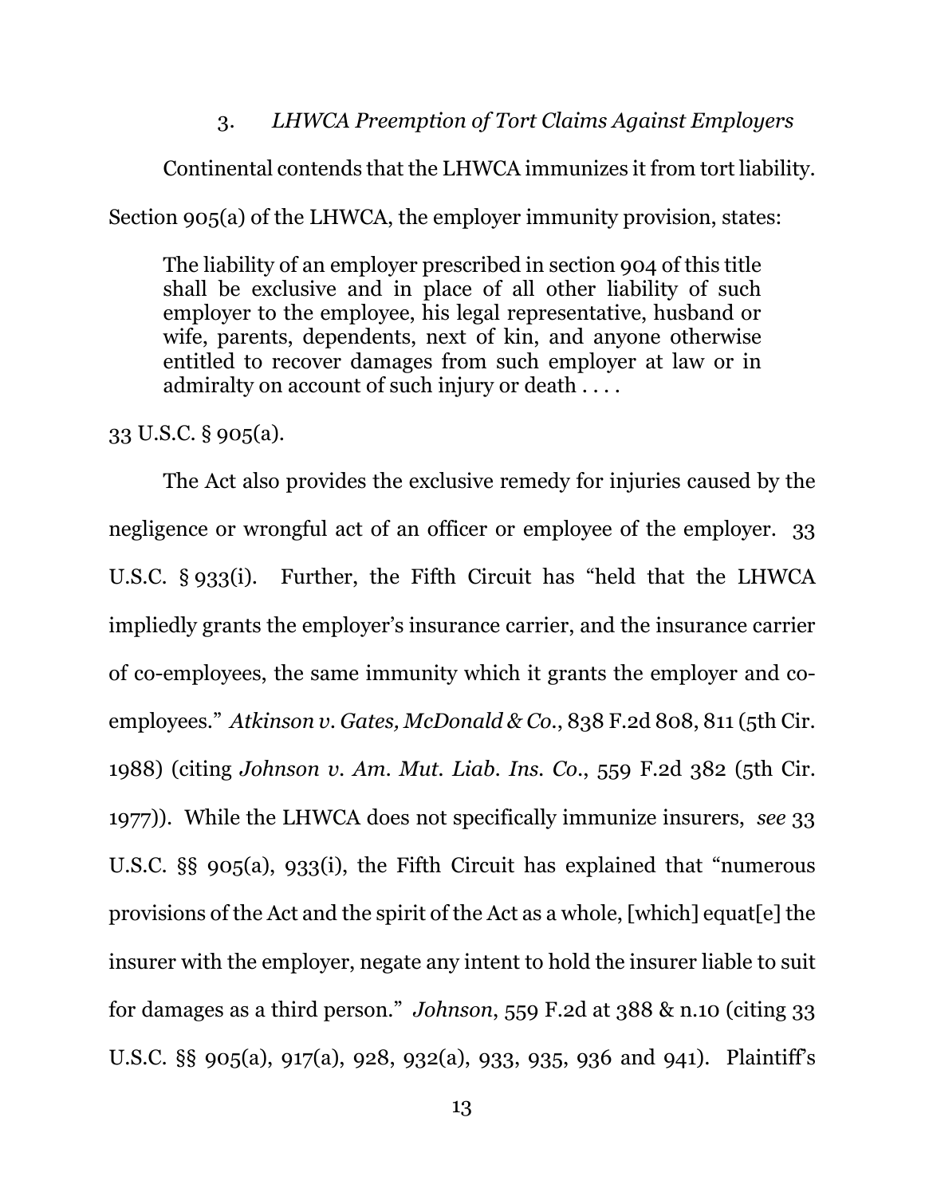### 3. *LHWCA Preemption of Tort Claims Against Employers*

Continental contends that the LHWCA immunizes it from tort liability. Section 905(a) of the LHWCA, the employer immunity provision, states:

> The liability of an employer prescribed in section 904 of this title shall be exclusive and in place of all other liability of such employer to the employee, his legal representative, husband or wife, parents, dependents, next of kin, and anyone otherwise entitled to recover damages from such employer at law or in admiralty on account of such injury or death . . . .

33 U.S.C. § 905(a).

The Act also provides the exclusive remedy for injuries caused by the negligence or wrongful act of an officer or employee of the employer. 33 U.S.C. § 933(i). Further, the Fifth Circuit has "held that the LHWCA impliedly grants the employer's insurance carrier, and the insurance carrier of co-employees, the same immunity which it grants the employer and co-employees." *Atkinson v. Gates, McDonald & Co.*, 838 F.2d 808, 811 (5th Cir. 1988) (citing *Johnson v. Am. Mut. Liab. Ins. Co.*, 559 F.2d 382 (5th Cir. 1977)). While the LHWCA does not specifically immunize insurers, *see* 33 U.S.C. §§ 905(a), 933(i), the Fifth Circuit has explained that "numerous provisions of the Act and the spirit of the Act as a whole, [which] equat[e] the insurer with the employer, negate any intent to hold the insurer liable to suit for damages as a third person." *Johnson*, 559 F.2d at 388 & n.10 (citing 33 U.S.C. §§ 905(a), 917(a), 928, 932(a), 933, 935, 936 and 941). Plaintiff's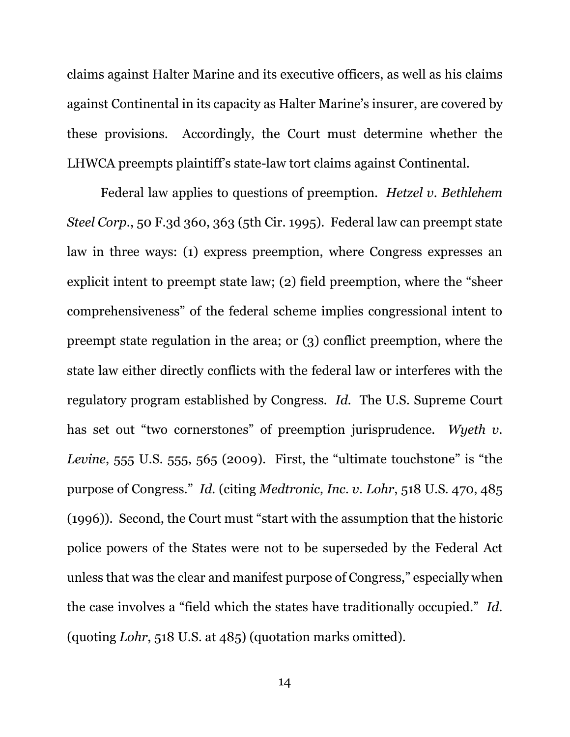claims against Halter Marine and its executive officers, as well as his claims against Continental in its capacity as Halter Marine's insurer, are covered by these provisions. Accordingly, the Court must determine whether the LHWCA preempts plaintiff's state-law tort claims against Continental.

Federal law applies to questions of preemption. *Hetzel v. Bethlehem Steel Corp.*, 50 F.3d 360, 363 (5th Cir. 1995). Federal law can preempt state law in three ways: (1) express preemption, where Congress expresses an explicit intent to preempt state law; (2) field preemption, where the "sheer comprehensiveness" of the federal scheme implies congressional intent to preempt state regulation in the area; or (3) conflict preemption, where the state law either directly conflicts with the federal law or interferes with the regulatory program established by Congress. *Id.* The U.S. Supreme Court has set out "two cornerstones" of preemption jurisprudence. *Wyeth v. Levine*, 555 U.S. 555, 565 (2009). First, the "ultimate touchstone" is "the purpose of Congress." *Id.* (citing *Medtronic, Inc. v. Lohr*, 518 U.S. 470, 485 (1996)). Second, the Court must "start with the assumption that the historic police powers of the States were not to be superseded by the Federal Act unless that was the clear and manifest purpose of Congress," especially when the case involves a "field which the states have traditionally occupied." *Id.* (quoting *Lohr*, 518 U.S. at 485) (quotation marks omitted).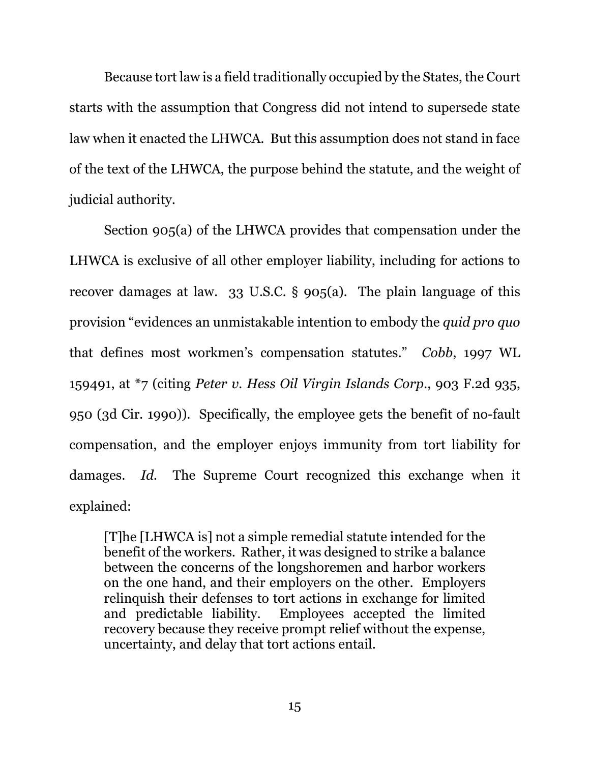Because tort law is a field traditionally occupied by the States, the Court starts with the assumption that Congress did not intend to supersede state law when it enacted the LHWCA. But this assumption does not stand in face of the text of the LHWCA, the purpose behind the statute, and the weight of judicial authority.

Section 905(a) of the LHWCA provides that compensation under the LHWCA is exclusive of all other employer liability, including for actions to recover damages at law. 33 U.S.C. § 905(a). The plain language of this provision "evidences an unmistakable intention to embody the *quid pro quo* that defines most workmen's compensation statutes." *Cobb*, 1997 WL 159491, at *7 (citing *Peter v. Hess Oil Virgin Islands Corp.*, 903 F.2d 935, 950 (3d Cir. 1990)). Specifically, the employee gets the benefit of no-fault compensation, and the employer enjoys immunity from tort liability for damages. *Id.* The Supreme Court recognized this exchange when it explained:

> [T]he [LHWCA is] not a simple remedial statute intended for the benefit of the workers. Rather, it was designed to strike a balance between the concerns of the longshoremen and harbor workers on the one hand, and their employers on the other. Employers relinquish their defenses to tort actions in exchange for limited and predictable liability. Employees accepted the limited recovery because they receive prompt relief without the expense, uncertainty, and delay that tort actions entail.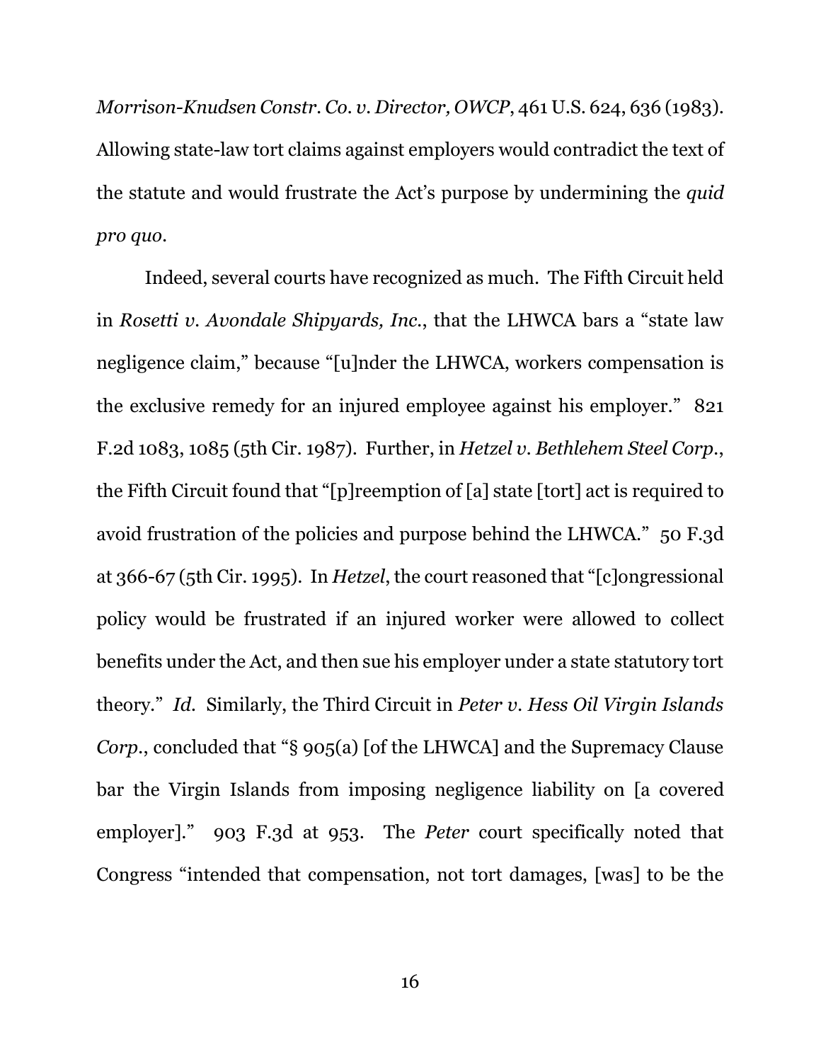*Morrison-Knudsen Constr. Co. v. Director, OWCP*, 461 U.S. 624, 636 (1983). Allowing state-law tort claims against employers would contradict the text of the statute and would frustrate the Act's purpose by undermining the *quid pro quo*.

Indeed, several courts have recognized as much. The Fifth Circuit held in *Rosetti v. Avondale Shipyards, Inc.*, that the LHWCA bars a "state law negligence claim," because "[u]nder the LHWCA, workers compensation is the exclusive remedy for an injured employee against his employer." 821 F.2d 1083, 1085 (5th Cir. 1987). Further, in *Hetzel v. Bethlehem Steel Corp.*, the Fifth Circuit found that "[p]reemption of [a] state [tort] act is required to avoid frustration of the policies and purpose behind the LHWCA." 50 F.3d at 366-67 (5th Cir. 1995). In *Hetzel*, the court reasoned that "[c]ongressional policy would be frustrated if an injured worker were allowed to collect benefits under the Act, and then sue his employer under a state statutory tort theory." *Id.* Similarly, the Third Circuit in *Peter v. Hess Oil Virgin Islands Corp.*, concluded that "§ 905(a) [of the LHWCA] and the Supremacy Clause bar the Virgin Islands from imposing negligence liability on [a covered employer]." 903 F.3d at 953. The *Peter* court specifically noted that Congress "intended that compensation, not tort damages, [was] to be the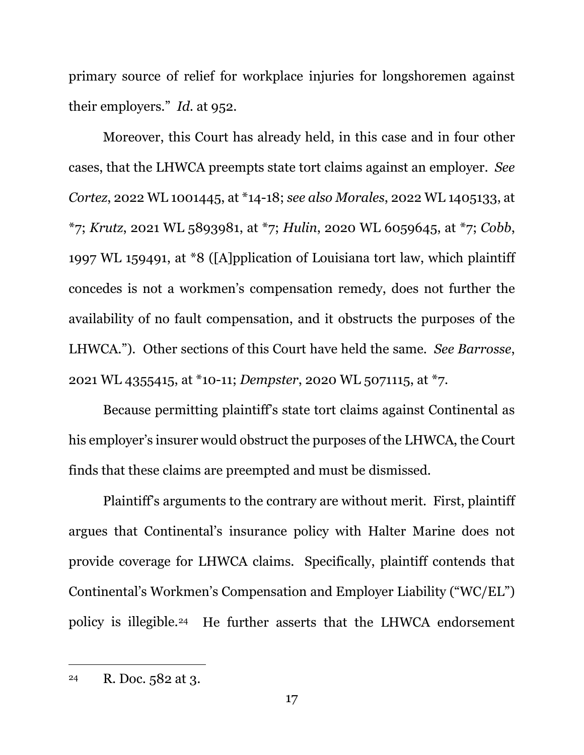primary source of relief for workplace injuries for longshoremen against their employers." *Id.* at 952.

Moreover, this Court has already held, in this case and in four other cases, that the LHWCA preempts state tort claims against an employer. *See Cortez*, 2022 WL 1001445, at *14-18; *see also Morales*, 2022 WL 1405133, at *7; *Krutz*, 2021 WL 5893981, at *7; *Hulin*, 2020 WL 6059645, at *7; *Cobb*, 1997 WL 159491, at *8 ([A]pplication of Louisiana tort law, which plaintiff concedes is not a workmen's compensation remedy, does not further the availability of no fault compensation, and it obstructs the purposes of the LHWCA."). Other sections of this Court have held the same. *See Barrosse*, 2021 WL 4355415, at *10-11; *Dempster*, 2020 WL 5071115, at *7.

Because permitting plaintiff's state tort claims against Continental as his employer's insurer would obstruct the purposes of the LHWCA, the Court finds that these claims are preempted and must be dismissed.

Plaintiff's arguments to the contrary are without merit. First, plaintiff argues that Continental's insurance policy with Halter Marine does not provide coverage for LHWCA claims. Specifically, plaintiff contends that Continental's Workmen's Compensation and Employer Liability ("WC/EL") policy is illegible.[24] He further asserts that the LHWCA endorsement

[24] R. Doc. 582 at 3.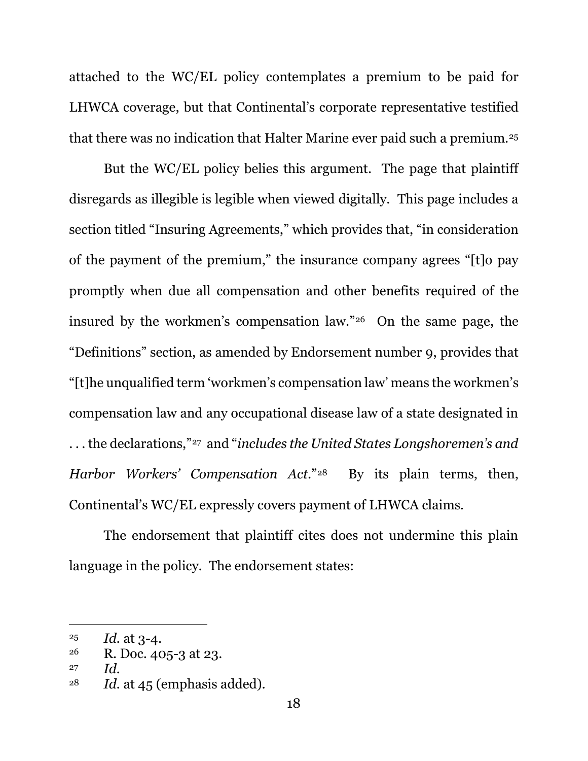attached to the WC/EL policy contemplates a premium to be paid for LHWCA coverage, but that Continental's corporate representative testified that there was no indication that Halter Marine ever paid such a premium.[25]

But the WC/EL policy belies this argument. The page that plaintiff disregards as illegible is legible when viewed digitally. This page includes a section titled "Insuring Agreements," which provides that, "in consideration of the payment of the premium," the insurance company agrees "[t]o pay promptly when due all compensation and other benefits required of the insured by the workmen's compensation law."[26] On the same page, the "Definitions" section, as amended by Endorsement number 9, provides that "[t]he unqualified term 'workmen's compensation law' means the workmen's compensation law and any occupational disease law of a state designated in . . . the declarations,"[27] and "*includes the United States Longshoremen's and Harbor Workers' Compensation Act*."[28] By its plain terms, then, Continental's WC/EL expressly covers payment of LHWCA claims.

The endorsement that plaintiff cites does not undermine this plain language in the policy. The endorsement states:

---

[25] *Id.* at 3-4.

[26] R. Doc. 405-3 at 23.

[27] *Id.*

[28] *Id.* at 45 (emphasis added).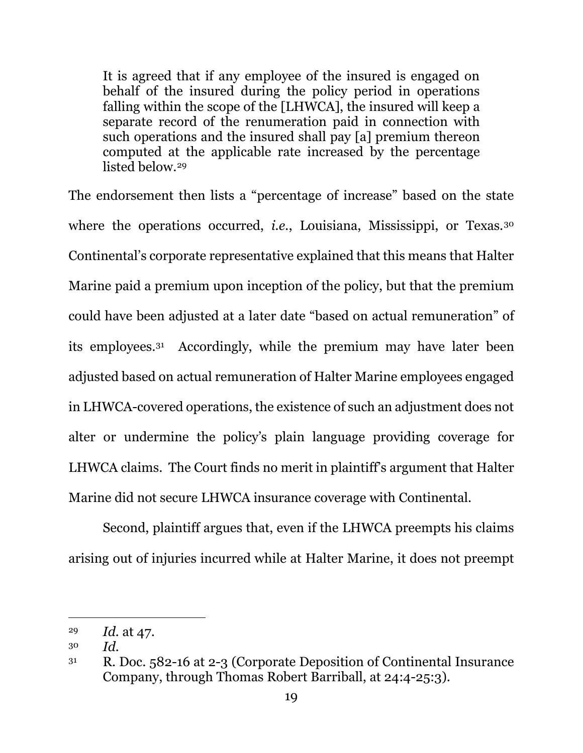> It is agreed that if any employee of the insured is engaged on behalf of the insured during the policy period in operations falling within the scope of the [LHWCA], the insured will keep a separate record of the renumeration paid in connection with such operations and the insured shall pay [a] premium thereon computed at the applicable rate increased by the percentage listed below.[29]

The endorsement then lists a "percentage of increase" based on the state where the operations occurred, *i.e.*, Louisiana, Mississippi, or Texas.[30] Continental's corporate representative explained that this means that Halter Marine paid a premium upon inception of the policy, but that the premium could have been adjusted at a later date "based on actual remuneration" of its employees.[31] Accordingly, while the premium may have later been adjusted based on actual remuneration of Halter Marine employees engaged in LHWCA-covered operations, the existence of such an adjustment does not alter or undermine the policy's plain language providing coverage for LHWCA claims. The Court finds no merit in plaintiff's argument that Halter Marine did not secure LHWCA insurance coverage with Continental.

Second, plaintiff argues that, even if the LHWCA preempts his claims arising out of injuries incurred while at Halter Marine, it does not preempt

---

[29] *Id.* at 47.

[30] *Id.*

[31] R. Doc. 582-16 at 2-3 (Corporate Deposition of Continental Insurance Company, through Thomas Robert Barriball, at 24:4-25:3).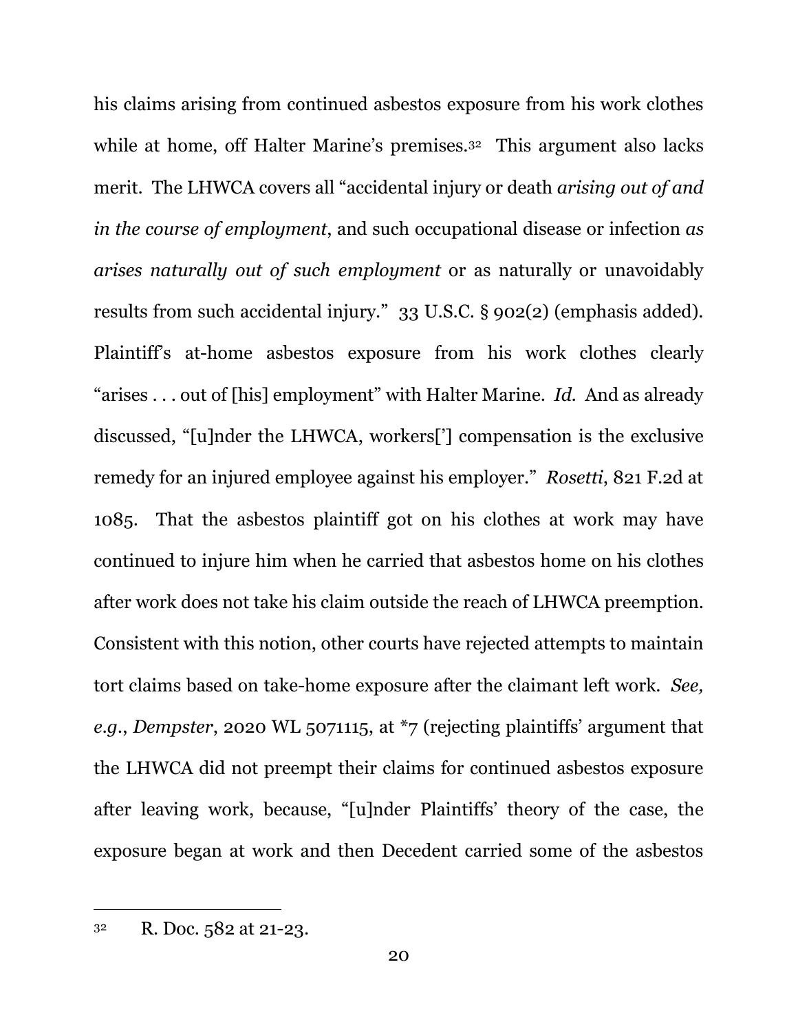his claims arising from continued asbestos exposure from his work clothes while at home, off Halter Marine's premises.[32] This argument also lacks merit. The LHWCA covers all "accidental injury or death *arising out of and in the course of employment*, and such occupational disease or infection *as arises naturally out of such employment* or as naturally or unavoidably results from such accidental injury." 33 U.S.C. § 902(2) (emphasis added). Plaintiff's at-home asbestos exposure from his work clothes clearly "arises . . . out of [his] employment" with Halter Marine. *Id.* And as already discussed, "[u]nder the LHWCA, workers['] compensation is the exclusive remedy for an injured employee against his employer." *Rosetti*, 821 F.2d at 1085. That the asbestos plaintiff got on his clothes at work may have continued to injure him when he carried that asbestos home on his clothes after work does not take his claim outside the reach of LHWCA preemption. Consistent with this notion, other courts have rejected attempts to maintain tort claims based on take-home exposure after the claimant left work. *See, e.g.*, *Dempster*, 2020 WL 5071115, at *7 (rejecting plaintiffs' argument that the LHWCA did not preempt their claims for continued asbestos exposure after leaving work, because, "[u]nder Plaintiffs' theory of the case, the exposure began at work and then Decedent carried some of the asbestos

---

[32] R. Doc. 582 at 21-23.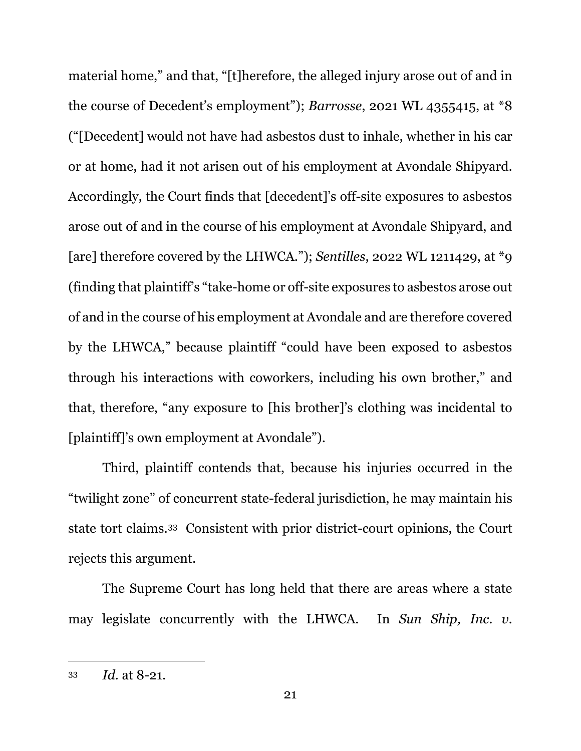material home," and that, "[t]herefore, the alleged injury arose out of and in the course of Decedent's employment"); *Barrosse*, 2021 WL 4355415, at *8 ("[Decedent] would not have had asbestos dust to inhale, whether in his car or at home, had it not arisen out of his employment at Avondale Shipyard. Accordingly, the Court finds that [decedent]'s off-site exposures to asbestos arose out of and in the course of his employment at Avondale Shipyard, and [are] therefore covered by the LHWCA."); *Sentilles*, 2022 WL 1211429, at *9 (finding that plaintiff's "take-home or off-site exposures to asbestos arose out of and in the course of his employment at Avondale and are therefore covered by the LHWCA," because plaintiff "could have been exposed to asbestos through his interactions with coworkers, including his own brother," and that, therefore, "any exposure to [his brother]'s clothing was incidental to [plaintiff]'s own employment at Avondale").

Third, plaintiff contends that, because his injuries occurred in the "twilight zone" of concurrent state-federal jurisdiction, he may maintain his state tort claims.[33] Consistent with prior district-court opinions, the Court rejects this argument.

The Supreme Court has long held that there are areas where a state may legislate concurrently with the LHWCA. In *Sun Ship, Inc. v.*

---

[33] *Id.* at 8-21.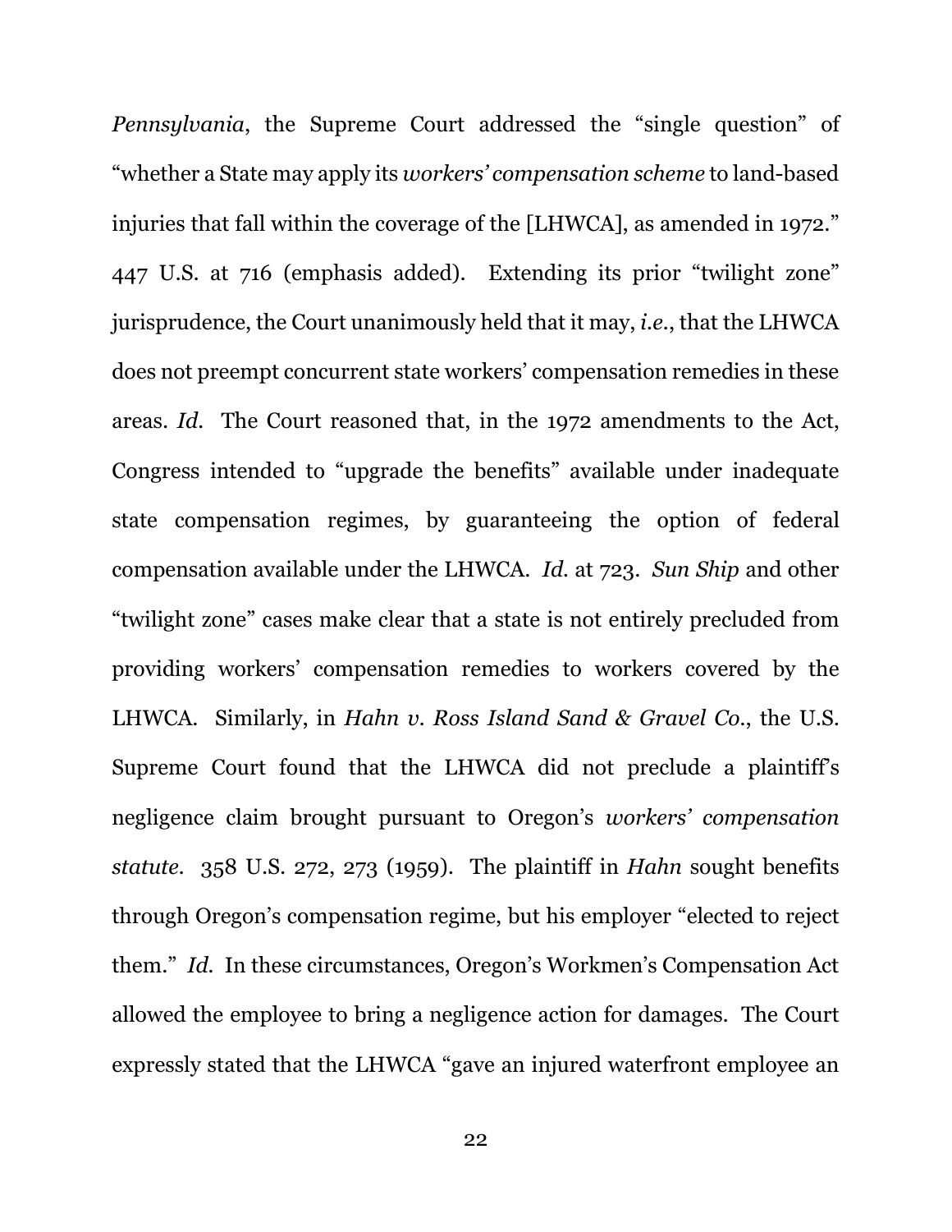*Pennsylvania*, the Supreme Court addressed the "single question" of "whether a State may apply its *workers' compensation scheme* to land-based injuries that fall within the coverage of the [LHWCA], as amended in 1972." 447 U.S. at 716 (emphasis added). Extending its prior "twilight zone" jurisprudence, the Court unanimously held that it may, *i.e.*, that the LHWCA does not preempt concurrent state workers' compensation remedies in these areas. *Id.* The Court reasoned that, in the 1972 amendments to the Act, Congress intended to "upgrade the benefits" available under inadequate state compensation regimes, by guaranteeing the option of federal compensation available under the LHWCA. *Id.* at 723. *Sun Ship* and other "twilight zone" cases make clear that a state is not entirely precluded from providing workers' compensation remedies to workers covered by the LHWCA. Similarly, in *Hahn v. Ross Island Sand & Gravel Co.*, the U.S. Supreme Court found that the LHWCA did not preclude a plaintiff's negligence claim brought pursuant to Oregon's *workers' compensation statute*. 358 U.S. 272, 273 (1959). The plaintiff in *Hahn* sought benefits through Oregon's compensation regime, but his employer "elected to reject them." *Id.* In these circumstances, Oregon's Workmen's Compensation Act allowed the employee to bring a negligence action for damages. The Court expressly stated that the LHWCA "gave an injured waterfront employee an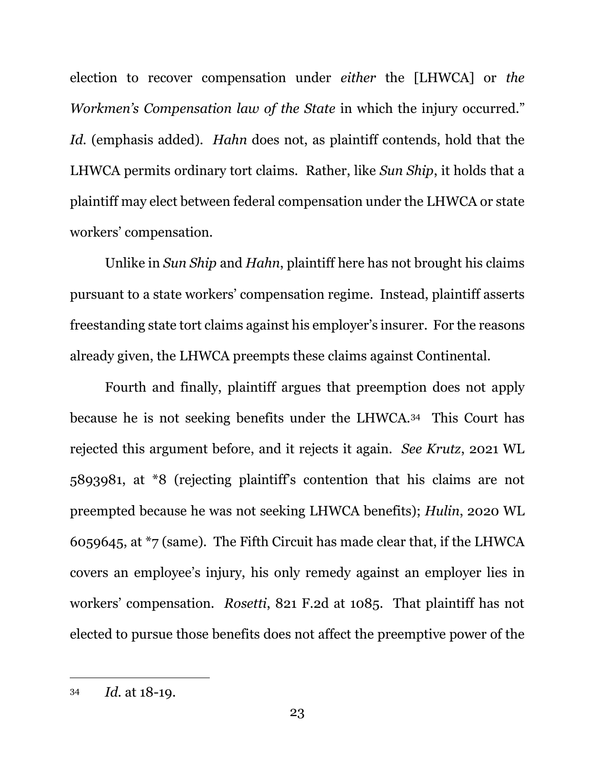election to recover compensation under *either* the [LHWCA] or *the Workmen's Compensation law of the State* in which the injury occurred." *Id.* (emphasis added). *Hahn* does not, as plaintiff contends, hold that the LHWCA permits ordinary tort claims. Rather, like *Sun Ship*, it holds that a plaintiff may elect between federal compensation under the LHWCA or state workers' compensation.

Unlike in *Sun Ship* and *Hahn*, plaintiff here has not brought his claims pursuant to a state workers' compensation regime. Instead, plaintiff asserts freestanding state tort claims against his employer's insurer. For the reasons already given, the LHWCA preempts these claims against Continental.

Fourth and finally, plaintiff argues that preemption does not apply because he is not seeking benefits under the LHWCA.[34] This Court has rejected this argument before, and it rejects it again. *See Krutz*, 2021 WL 5893981, at *8 (rejecting plaintiff's contention that his claims are not preempted because he was not seeking LHWCA benefits); *Hulin*, 2020 WL 6059645, at *7 (same). The Fifth Circuit has made clear that, if the LHWCA covers an employee's injury, his only remedy against an employer lies in workers' compensation. *Rosetti*, 821 F.2d at 1085. That plaintiff has not elected to pursue those benefits does not affect the preemptive power of the

---

[34] *Id.* at 18-19.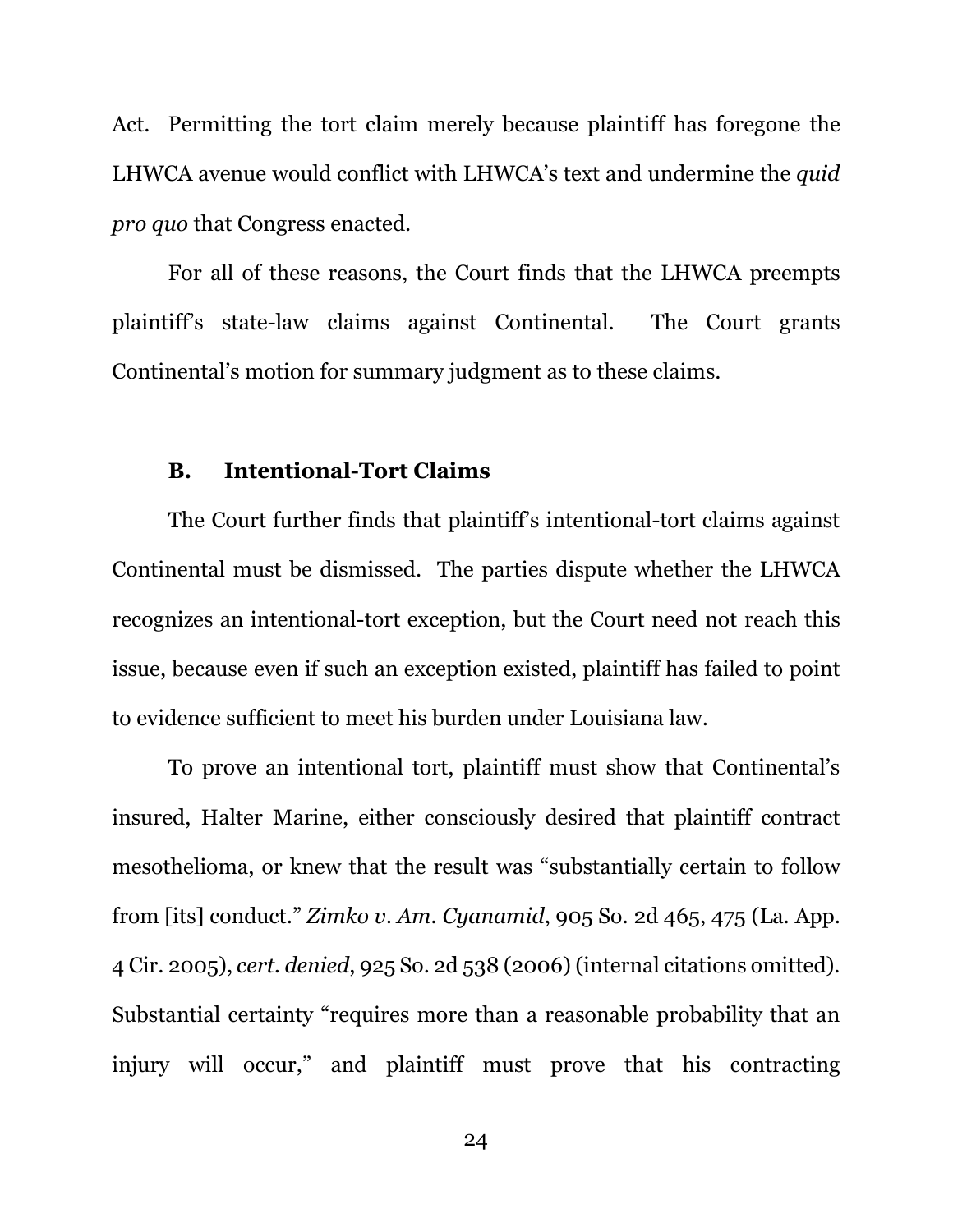Act. Permitting the tort claim merely because plaintiff has foregone the LHWCA avenue would conflict with LHWCA's text and undermine the *quid pro quo* that Congress enacted.

For all of these reasons, the Court finds that the LHWCA preempts plaintiff's state-law claims against Continental. The Court grants Continental's motion for summary judgment as to these claims.

### B. Intentional-Tort Claims

The Court further finds that plaintiff's intentional-tort claims against Continental must be dismissed. The parties dispute whether the LHWCA recognizes an intentional-tort exception, but the Court need not reach this issue, because even if such an exception existed, plaintiff has failed to point to evidence sufficient to meet his burden under Louisiana law.

To prove an intentional tort, plaintiff must show that Continental's insured, Halter Marine, either consciously desired that plaintiff contract mesothelioma, or knew that the result was "substantially certain to follow from [its] conduct." *Zimko v. Am. Cyanamid*, 905 So. 2d 465, 475 (La. App. 4 Cir. 2005), *cert. denied*, 925 So. 2d 538 (2006) (internal citations omitted). Substantial certainty "requires more than a reasonable probability that an injury will occur," and plaintiff must prove that his contracting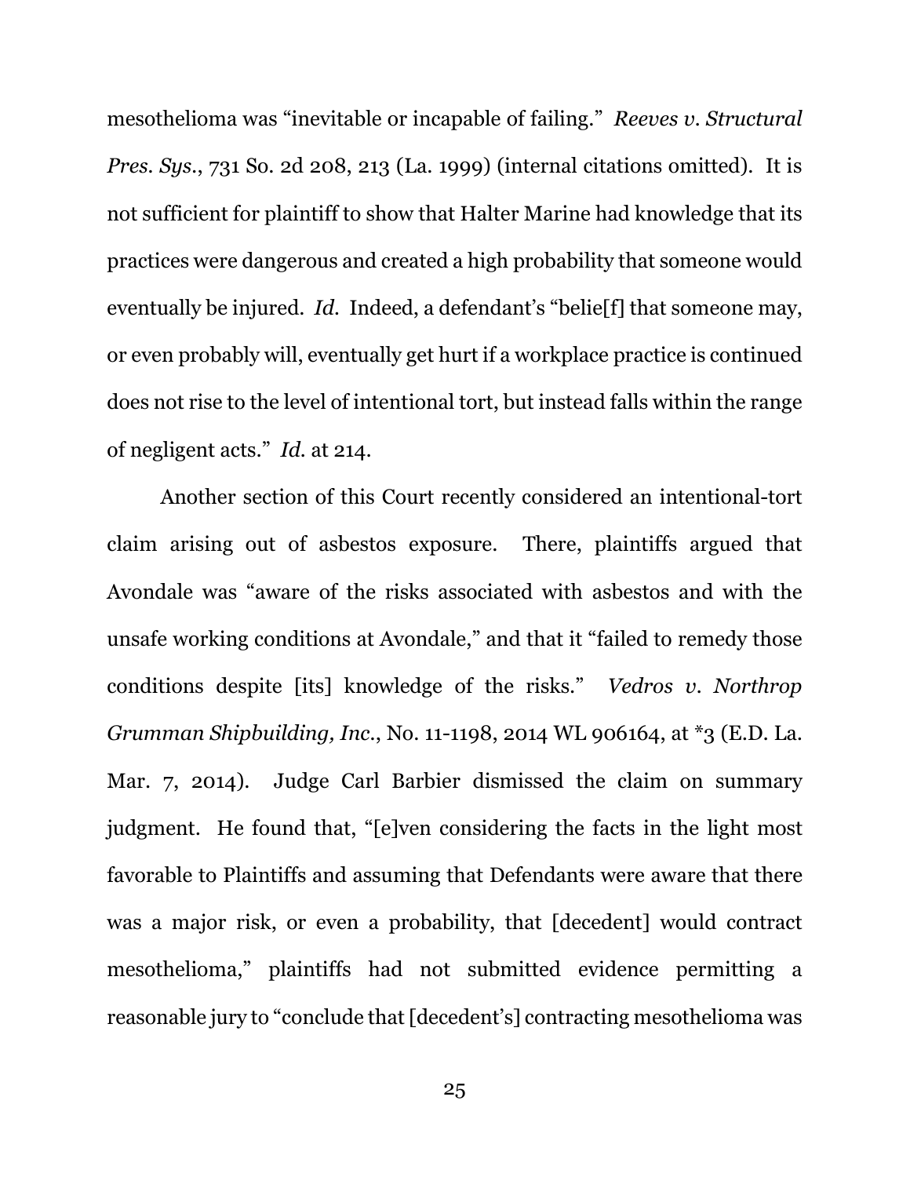mesothelioma was "inevitable or incapable of failing." *Reeves v. Structural Pres. Sys.*, 731 So. 2d 208, 213 (La. 1999) (internal citations omitted). It is not sufficient for plaintiff to show that Halter Marine had knowledge that its practices were dangerous and created a high probability that someone would eventually be injured. *Id.* Indeed, a defendant's "belie[f] that someone may, or even probably will, eventually get hurt if a workplace practice is continued does not rise to the level of intentional tort, but instead falls within the range of negligent acts." *Id.* at 214.

Another section of this Court recently considered an intentional-tort claim arising out of asbestos exposure. There, plaintiffs argued that Avondale was "aware of the risks associated with asbestos and with the unsafe working conditions at Avondale," and that it "failed to remedy those conditions despite [its] knowledge of the risks." *Vedros v. Northrop Grumman Shipbuilding, Inc.*, No. 11-1198, 2014 WL 906164, at *3 (E.D. La. Mar. 7, 2014). Judge Carl Barbier dismissed the claim on summary judgment. He found that, "[e]ven considering the facts in the light most favorable to Plaintiffs and assuming that Defendants were aware that there was a major risk, or even a probability, that [decedent] would contract mesothelioma," plaintiffs had not submitted evidence permitting a reasonable jury to "conclude that [decedent's] contracting mesothelioma was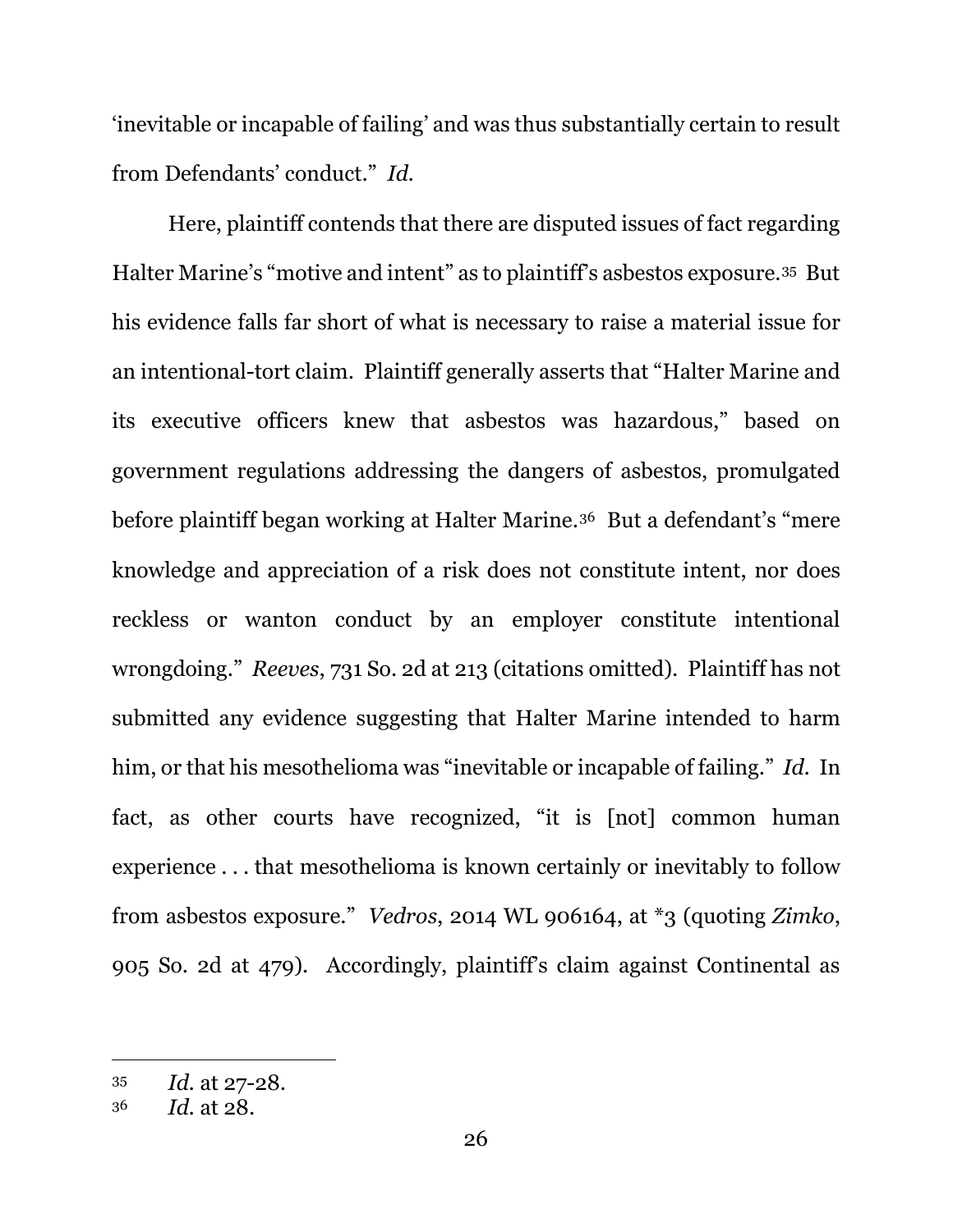'inevitable or incapable of failing' and was thus substantially certain to result from Defendants' conduct." *Id.*

Here, plaintiff contends that there are disputed issues of fact regarding Halter Marine's "motive and intent" as to plaintiff's asbestos exposure.[35] But his evidence falls far short of what is necessary to raise a material issue for an intentional-tort claim. Plaintiff generally asserts that "Halter Marine and its executive officers knew that asbestos was hazardous," based on government regulations addressing the dangers of asbestos, promulgated before plaintiff began working at Halter Marine.[36] But a defendant's "mere knowledge and appreciation of a risk does not constitute intent, nor does reckless or wanton conduct by an employer constitute intentional wrongdoing." *Reeves*, 731 So. 2d at 213 (citations omitted). Plaintiff has not submitted any evidence suggesting that Halter Marine intended to harm him, or that his mesothelioma was "inevitable or incapable of failing." *Id.* In fact, as other courts have recognized, "it is [not] common human experience . . . that mesothelioma is known certainly or inevitably to follow from asbestos exposure." *Vedros*, 2014 WL 906164, at *3 (quoting *Zimko*, 905 So. 2d at 479). Accordingly, plaintiff's claim against Continental as

---

[35] *Id.* at 27-28.

[36] *Id.* at 28.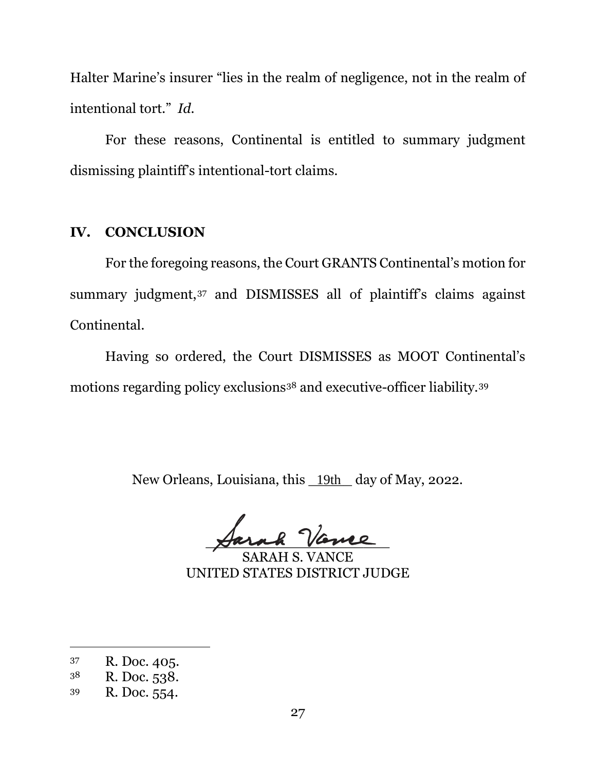Halter Marine's insurer "lies in the realm of negligence, not in the realm of intentional tort." *Id.*

For these reasons, Continental is entitled to summary judgment dismissing plaintiff's intentional-tort claims.

## IV. CONCLUSION

For the foregoing reasons, the Court GRANTS Continental's motion for summary judgment,[37] and DISMISSES all of plaintiff's claims against Continental.

Having so ordered, the Court DISMISSES as MOOT Continental's motions regarding policy exclusions[38] and executive-officer liability.[39]

New Orleans, Louisiana, this 19th day of May, 2022.

Sarah Vance
SARAH S. VANCE
UNITED STATES DISTRICT JUDGE

---

[37] R. Doc. 405.
[38] R. Doc. 538.
[39] R. Doc. 554.